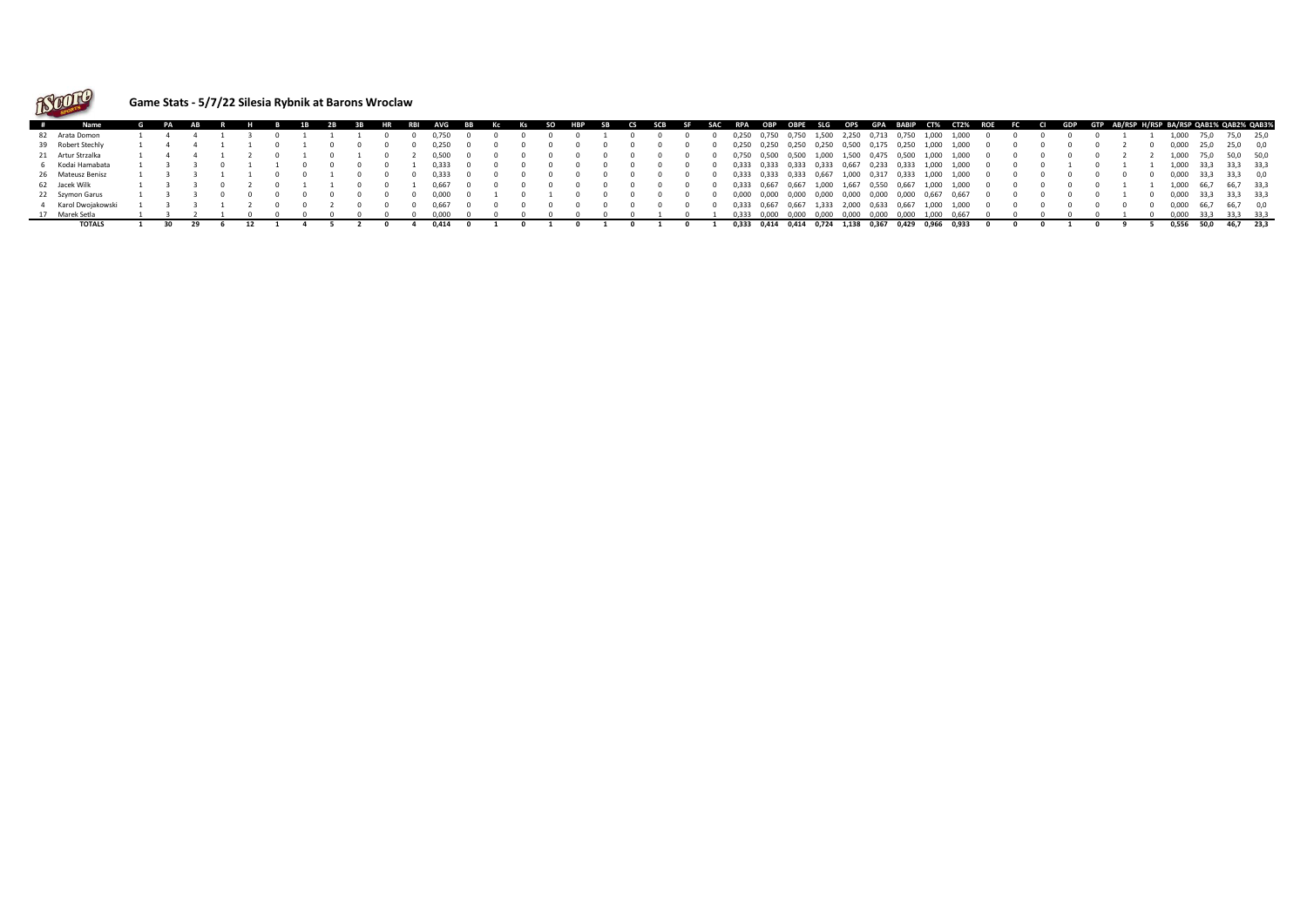## Game Stats - 5/7/22 Silesia Rybnik at Barons Wroclaw

| # | Name | G | PA | AB | R | H | B | 1B | 2B | 3B | HR | RBI | AVG | BB | Kc | Ks | SO | HBP | SB | CS | SCB | SF | SAC | RPA | OBP | OBPE | SLG | OPS | GPA | BABIP | CT% | CT2% | ROE | FC | CI | GDP | GTP | AB/RSP | H/RSP | BA/RSP | QAB1% | QAB2% | QAB3% |
|---|---|---|---|---|---|---|---|---|---|---|---|---|---|---|---|---|---|---|---|---|---|---|---|---|---|---|---|---|---|---|---|---|---|---|---|---|---|---|---|---|---|---|---|
| 82 | Arata Domon | 1 | 4 | 4 | 1 | 3 | 0 | 1 | 1 | 1 | 0 | 0 | 0,750 | 0 | 0 | 0 | 0 | 0 | 1 | 0 | 0 | 0 | 0 | 0,250 | 0,750 | 0,750 | 1,500 | 2,250 | 0,713 | 0,750 | 1,000 | 1,000 | 0 | 0 | 0 | 0 | 0 | 1 | 1 | 1,000 | 75,0 | 75,0 | 25,0 |
| 39 | Robert Stechly | 1 | 4 | 4 | 1 | 1 | 0 | 1 | 0 | 0 | 0 | 0 | 0,250 | 0 | 0 | 0 | 0 | 0 | 0 | 0 | 0 | 0 | 0 | 0,250 | 0,250 | 0,250 | 0,250 | 0,500 | 0,175 | 0,250 | 1,000 | 1,000 | 0 | 0 | 0 | 0 | 0 | 2 | 0 | 0,000 | 25,0 | 25,0 | 0,0 |
| 21 | Artur Strzalka | 1 | 4 | 4 | 1 | 2 | 0 | 1 | 0 | 1 | 0 | 2 | 0,500 | 0 | 0 | 0 | 0 | 0 | 0 | 0 | 0 | 0 | 0 | 0,750 | 0,500 | 0,500 | 1,000 | 1,500 | 0,475 | 0,500 | 1,000 | 1,000 | 0 | 0 | 0 | 0 | 0 | 2 | 2 | 1,000 | 75,0 | 50,0 | 50,0 |
| 6 | Kodai Hamabata | 1 | 3 | 3 | 0 | 1 | 1 | 0 | 0 | 0 | 0 | 1 | 0,333 | 0 | 0 | 0 | 0 | 0 | 0 | 0 | 0 | 0 | 0 | 0,333 | 0,333 | 0,333 | 0,333 | 0,667 | 0,233 | 0,333 | 1,000 | 1,000 | 0 | 0 | 0 | 1 | 0 | 1 | 1 | 1,000 | 33,3 | 33,3 | 33,3 |
| 26 | Mateusz Benisz | 1 | 3 | 3 | 1 | 1 | 0 | 0 | 1 | 0 | 0 | 0 | 0,333 | 0 | 0 | 0 | 0 | 0 | 0 | 0 | 0 | 0 | 0 | 0,333 | 0,333 | 0,333 | 0,667 | 1,000 | 0,317 | 0,333 | 1,000 | 1,000 | 0 | 0 | 0 | 0 | 0 | 0 | 0 | 0,000 | 33,3 | 33,3 | 0,0 |
| 62 | Jacek Wilk | 1 | 3 | 3 | 0 | 2 | 0 | 1 | 1 | 0 | 0 | 1 | 0,667 | 0 | 0 | 0 | 0 | 0 | 0 | 0 | 0 | 0 | 0 | 0,333 | 0,667 | 0,667 | 1,000 | 1,667 | 0,550 | 0,667 | 1,000 | 1,000 | 0 | 0 | 0 | 0 | 0 | 1 | 1 | 1,000 | 66,7 | 66,7 | 33,3 |
| 22 | Szymon Garus | 1 | 3 | 3 | 0 | 0 | 0 | 0 | 0 | 0 | 0 | 0 | 0,000 | 0 | 1 | 0 | 1 | 0 | 0 | 0 | 0 | 0 | 0 | 0,000 | 0,000 | 0,000 | 0,000 | 0,000 | 0,000 | 0,000 | 0,667 | 0,667 | 0 | 0 | 0 | 0 | 0 | 1 | 0 | 0,000 | 33,3 | 33,3 | 33,3 |
| 4 | Karol Dwojakowski | 1 | 3 | 3 | 1 | 2 | 0 | 0 | 2 | 0 | 0 | 0 | 0,667 | 0 | 0 | 0 | 0 | 0 | 0 | 0 | 0 | 0 | 0 | 0,333 | 0,667 | 0,667 | 1,333 | 2,000 | 0,633 | 0,667 | 1,000 | 1,000 | 0 | 0 | 0 | 0 | 0 | 0 | 0 | 0,000 | 66,7 | 66,7 | 0,0 |
| 17 | Marek Setla | 1 | 3 | 2 | 1 | 0 | 0 | 0 | 0 | 0 | 0 | 0 | 0,000 | 0 | 0 | 0 | 0 | 0 | 0 | 0 | 1 | 0 | 1 | 0,333 | 0,000 | 0,000 | 0,000 | 0,000 | 0,000 | 0,000 | 1,000 | 0,667 | 0 | 0 | 0 | 0 | 0 | 1 | 0 | 0,000 | 33,3 | 33,3 | 33,3 |
| | **TOTALS** | **1** | **30** | **29** | **6** | **12** | **1** | **4** | **5** | **2** | **0** | **4** | **0,414** | **0** | **1** | **0** | **1** | **0** | **1** | **0** | **1** | **0** | **1** | **0,333** | **0,414** | **0,414** | **0,724** | **1,138** | **0,367** | **0,429** | **0,966** | **0,933** | **0** | **0** | **0** | **1** | **0** | **9** | **5** | **0,556** | **50,0** | **46,7** | **23,3** |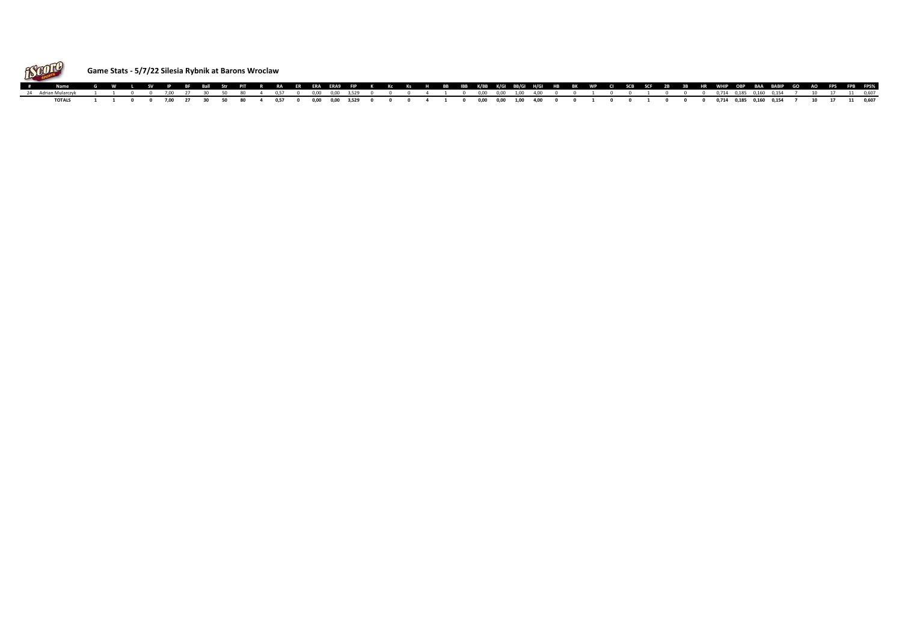## Game Stats - 5/7/22 Silesia Rybnik at Barons Wroclaw

| # | Name | G | W | L | SV | IP | BF | Ball | Str | PIT | R | RA | ER | ERA | ERA9 | FIP | K | Kc | Ks | H | BB | IBB | K/BB | K/GI | BB/GI | H/GI | HB | BK | WP | CI | SCB | SCF | 2B | 3B | HR | WHIP | OBP | BAA | BABIP | GO | AO | FPS | FPB | FPS% |
|---|---|---|---|---|---|---|---|---|---|---|---|---|---|---|---|---|---|---|---|---|---|---|---|---|---|---|---|---|---|---|---|---|---|---|---|---|---|---|---|---|---|---|---|---|
| 24 | Adrian Mularczyk | 1 | 1 | 0 | 0 | 7,00 | 27 | 30 | 50 | 80 | 4 | 0,57 | 0 | 0,00 | 0,00 | 3,529 | 0 | 0 | 0 | 4 | 1 | 0 | 0,00 | 0,00 | 1,00 | 4,00 | 0 | 0 | 1 | 0 | 0 | 1 | 0 | 0 | 0 | 0,714 | 0,185 | 0,160 | 0,154 | 7 | 10 | 17 | 11 | 0,607 |
| | **TOTALS** | **1** | **1** | **0** | **0** | **7,00** | **27** | **30** | **50** | **80** | **4** | **0,57** | **0** | **0,00** | **0,00** | **3,529** | **0** | **0** | **0** | **4** | **1** | **0** | **0,00** | **0,00** | **1,00** | **4,00** | **0** | **0** | **1** | **0** | **0** | **1** | **0** | **0** | **0** | **0,714** | **0,185** | **0,160** | **0,154** | **7** | **10** | **17** | **11** | **0,607** |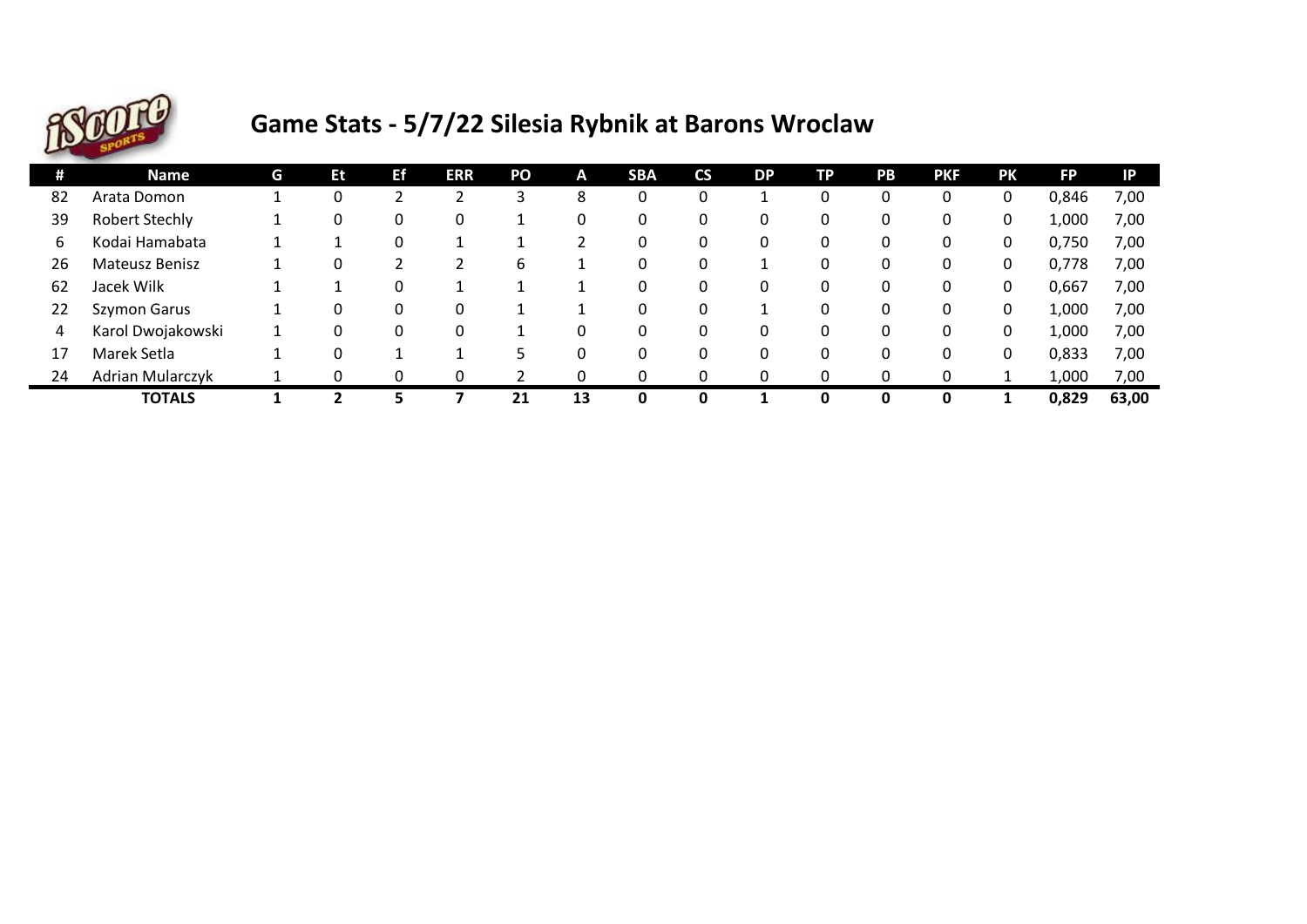# Game Stats - 5/7/22 Silesia Rybnik at Barons Wroclaw

| # | Name | G | Et | Ef | ERR | PO | A | SBA | CS | DP | TP | PB | PKF | PK | FP | IP |
|---|---|---|---|---|---|---|---|---|---|---|---|---|---|---|---|---|
| 82 | Arata Domon | 1 | 0 | 2 | 2 | 3 | 8 | 0 | 0 | 1 | 0 | 0 | 0 | 0 | 0,846 | 7,00 |
| 39 | Robert Stechly | 1 | 0 | 0 | 0 | 1 | 0 | 0 | 0 | 0 | 0 | 0 | 0 | 0 | 1,000 | 7,00 |
| 6 | Kodai Hamabata | 1 | 1 | 0 | 1 | 1 | 2 | 0 | 0 | 0 | 0 | 0 | 0 | 0 | 0,750 | 7,00 |
| 26 | Mateusz Benisz | 1 | 0 | 2 | 2 | 6 | 1 | 0 | 0 | 1 | 0 | 0 | 0 | 0 | 0,778 | 7,00 |
| 62 | Jacek Wilk | 1 | 1 | 0 | 1 | 1 | 1 | 0 | 0 | 0 | 0 | 0 | 0 | 0 | 0,667 | 7,00 |
| 22 | Szymon Garus | 1 | 0 | 0 | 0 | 1 | 1 | 0 | 0 | 1 | 0 | 0 | 0 | 0 | 1,000 | 7,00 |
| 4 | Karol Dwojakowski | 1 | 0 | 0 | 0 | 1 | 0 | 0 | 0 | 0 | 0 | 0 | 0 | 0 | 1,000 | 7,00 |
| 17 | Marek Setla | 1 | 0 | 1 | 1 | 5 | 0 | 0 | 0 | 0 | 0 | 0 | 0 | 0 | 0,833 | 7,00 |
| 24 | Adrian Mularczyk | 1 | 0 | 0 | 0 | 2 | 0 | 0 | 0 | 0 | 0 | 0 | 0 | 1 | 1,000 | 7,00 |
| | **TOTALS** | **1** | **2** | **5** | **7** | **21** | **13** | **0** | **0** | **1** | **0** | **0** | **0** | **1** | **0,829** | **63,00** |